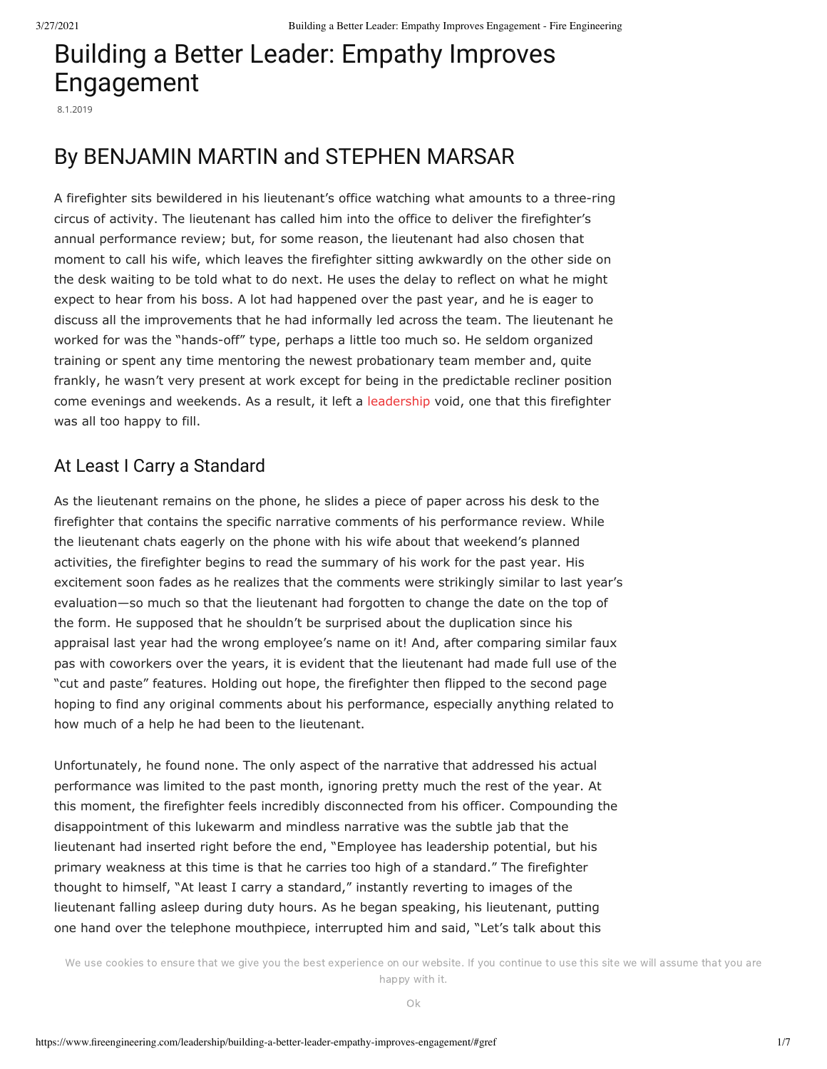# Building a Better Leader: Empathy Improves Engagement

8.1.2019

## By BENJAMIN MARTIN and STEPHEN MARSAR

A firefighter sits bewildered in his lieutenant's office watching what amounts to a three-ring circus of activity. The lieutenant has called him into the office to deliver the firefighter's annual performance review; but, for some reason, the lieutenant had also chosen that moment to call his wife, which leaves the firefighter sitting awkwardly on the other side on the desk waiting to be told what to do next. He uses the delay to reflect on what he might expect to hear from his boss. A lot had happened over the past year, and he is eager to discuss all the improvements that he had informally led across the team. The lieutenant he worked for was the "hands-off" type, perhaps a little too much so. He seldom organized training or spent any time mentoring the newest probationary team member and, quite frankly, he wasn't very present at work except for being in the predictable recliner position come evenings and weekends. As a result, it left a leadership void, one that this firefighter was all too happy to fill.

### At Least I Carry a Standard

As the lieutenant remains on the phone, he slides a piece of paper across his desk to the firefighter that contains the specific narrative comments of his performance review. While the lieutenant chats eagerly on the phone with his wife about that weekend's planned activities, the firefighter begins to read the summary of his work for the past year. His excitement soon fades as he realizes that the comments were strikingly similar to last year's evaluation—so much so that the lieutenant had forgotten to change the date on the top of the form. He supposed that he shouldn't be surprised about the duplication since his appraisal last year had the wrong employee's name on it! And, after comparing similar faux pas with coworkers over the years, it is evident that the lieutenant had made full use of the "cut and paste" features. Holding out hope, the firefighter then flipped to the second page hoping to find any original comments about his performance, especially anything related to how much of a help he had been to the lieutenant.

Unfortunately, he found none. The only aspect of the narrative that addressed his actual performance was limited to the past month, ignoring pretty much the rest of the year. At this moment, the firefighter feels incredibly disconnected from his officer. Compounding the disappointment of this lukewarm and mindless narrative was the subtle jab that the lieutenant had inserted right before the end, "Employee has leadership potential, but his primary weakness at this time is that he carries too high of a standard." The firefighter thought to himself, "At least I carry a standard," instantly reverting to images of the lieutenant falling asleep during duty hours. As he began speaking, his lieutenant, putting one hand over the telephone mouthpiece, interrupted him and said, "Let's talk about this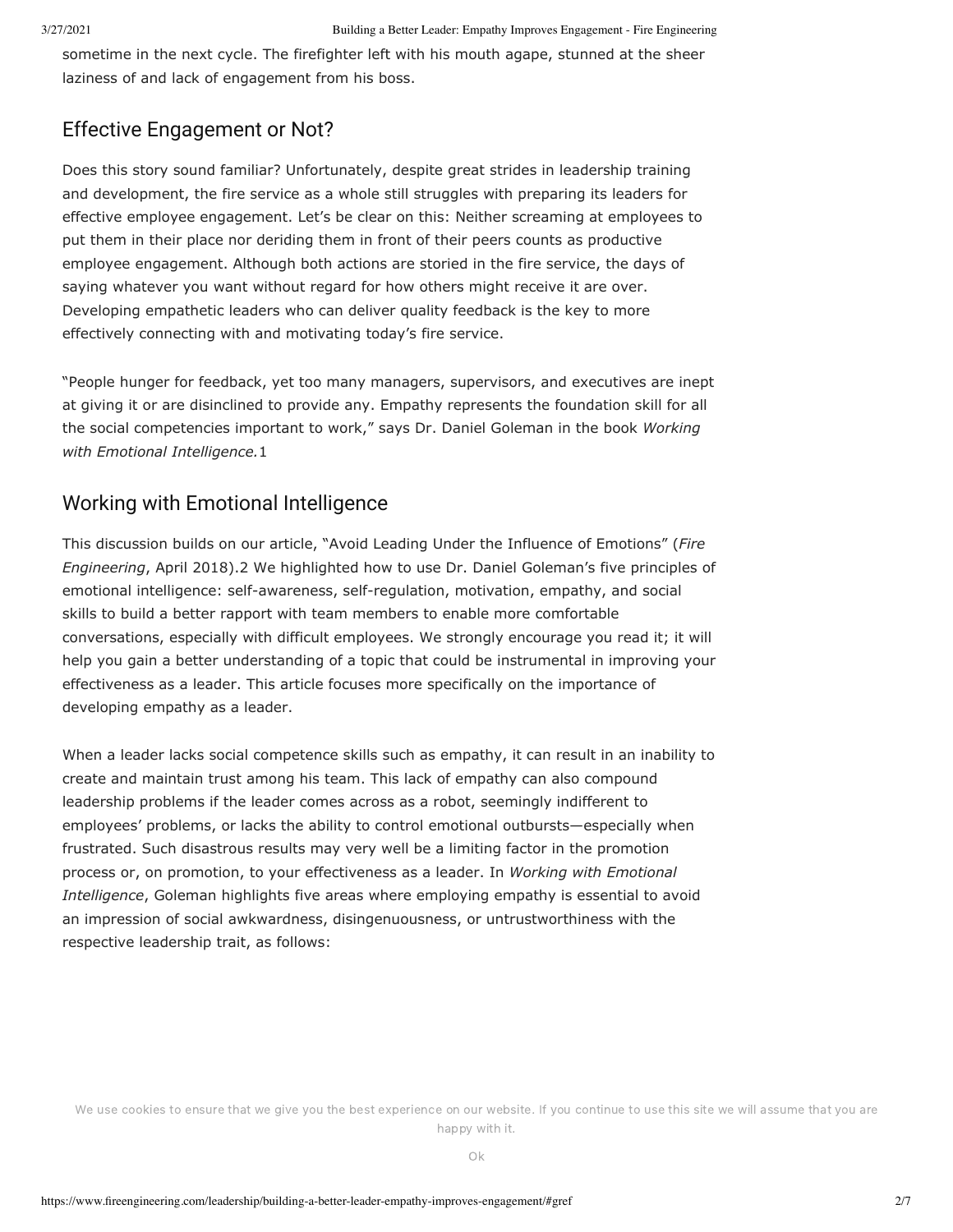sometime in the next cycle. The firefighter left with his mouth agape, stunned at the sheer laziness of and lack of engagement from his boss.

## Effective Engagement or Not?

Does this story sound familiar? Unfortunately, despite great strides in leadership training and development, the fire service as a whole still struggles with preparing its leaders for effective employee engagement. Let's be clear on this: Neither screaming at employees to put them in their place nor deriding them in front of their peers counts as productive employee engagement. Although both actions are storied in the fire service, the days of saying whatever you want without regard for how others might receive it are over. Developing empathetic leaders who can deliver quality feedback is the key to more effectively connecting with and motivating today's fire service.

"People hunger for feedback, yet too many managers, supervisors, and executives are inept at giving it or are disinclined to provide any. Empathy represents the foundation skill for all the social competencies important to work," says Dr. Daniel Goleman in the book *Working with Emotional Intelligence.*1

## Working with Emotional Intelligence

This discussion builds on our article, "Avoid Leading Under the Influence of Emotions" (*Fire Engineering*, April 2018).2 We highlighted how to use Dr. Daniel Goleman's five principles of emotional intelligence: self-awareness, self-regulation, motivation, empathy, and social skills to build a better rapport with team members to enable more comfortable conversations, especially with difficult employees. We strongly encourage you read it; it will help you gain a better understanding of a topic that could be instrumental in improving your effectiveness as a leader. This article focuses more specifically on the importance of developing empathy as a leader.

When a leader lacks social competence skills such as empathy, it can result in an inability to create and maintain trust among his team. This lack of empathy can also compound leadership problems if the leader comes across as a robot, seemingly indifferent to employees' problems, or lacks the ability to control emotional outbursts—especially when frustrated. Such disastrous results may very well be a limiting factor in the promotion process or, on promotion, to your effectiveness as a leader. In *Working with Emotional Intelligence*, Goleman highlights five areas where employing empathy is essential to avoid an impression of social awkwardness, disingenuousness, or untrustworthiness with the respective leadership trait, as follows: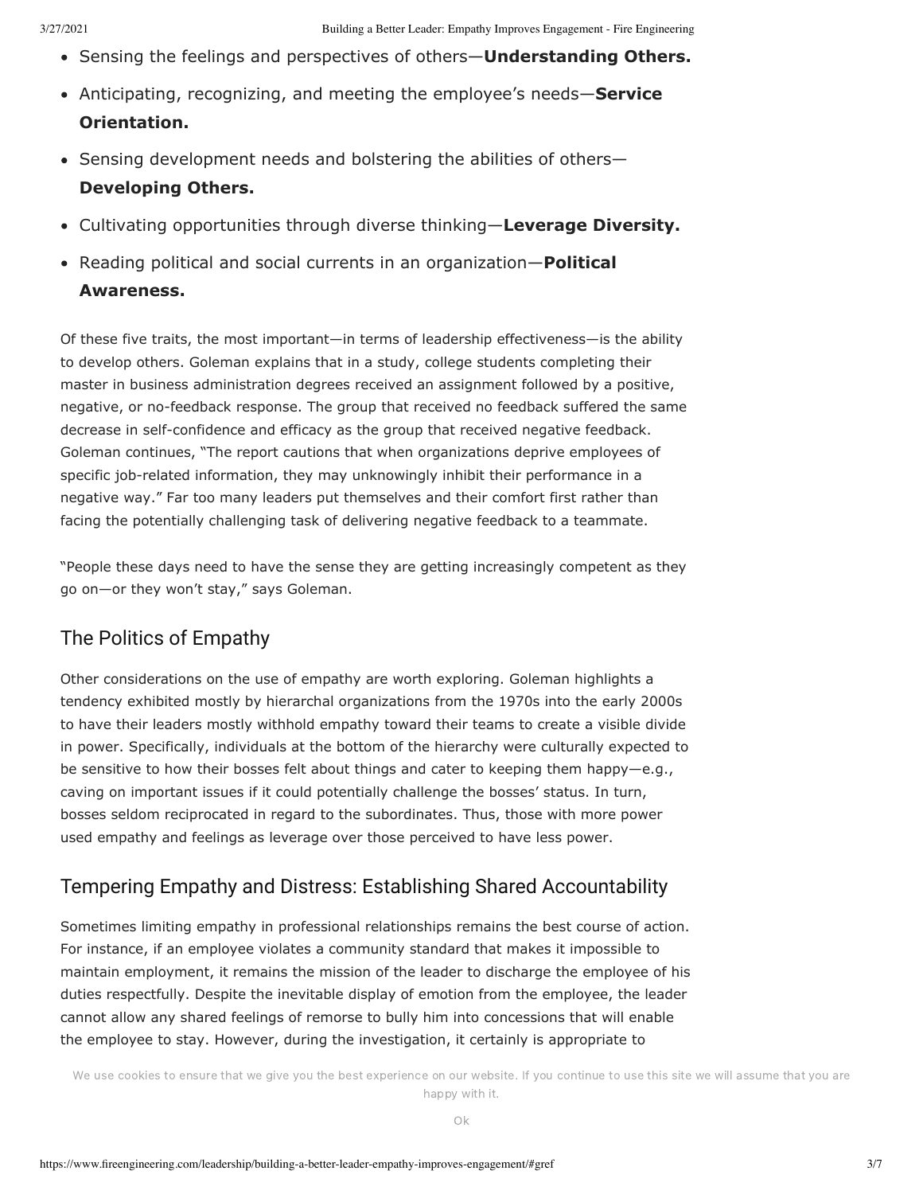- Sensing the feelings and perspectives of others—**Understanding Others.**
- Anticipating, recognizing, and meeting the employee's needs—**Service Orientation.**
- Sensing development needs and bolstering the abilities of others—**Developing Others.**
- Cultivating opportunities through diverse thinking—**Leverage Diversity.**
- Reading political and social currents in an organization—**Political Awareness.**

Of these five traits, the most important—in terms of leadership effectiveness—is the ability to develop others. Goleman explains that in a study, college students completing their master in business administration degrees received an assignment followed by a positive, negative, or no-feedback response. The group that received no feedback suffered the same decrease in self-confidence and efficacy as the group that received negative feedback. Goleman continues, "The report cautions that when organizations deprive employees of specific job-related information, they may unknowingly inhibit their performance in a negative way." Far too many leaders put themselves and their comfort first rather than facing the potentially challenging task of delivering negative feedback to a teammate.

"People these days need to have the sense they are getting increasingly competent as they go on—or they won't stay," says Goleman.

## The Politics of Empathy

Other considerations on the use of empathy are worth exploring. Goleman highlights a tendency exhibited mostly by hierarchal organizations from the 1970s into the early 2000s to have their leaders mostly withhold empathy toward their teams to create a visible divide in power. Specifically, individuals at the bottom of the hierarchy were culturally expected to be sensitive to how their bosses felt about things and cater to keeping them happy—e.g., caving on important issues if it could potentially challenge the bosses' status. In turn, bosses seldom reciprocated in regard to the subordinates. Thus, those with more power used empathy and feelings as leverage over those perceived to have less power.

## Tempering Empathy and Distress: Establishing Shared Accountability

Sometimes limiting empathy in professional relationships remains the best course of action. For instance, if an employee violates a community standard that makes it impossible to maintain employment, it remains the mission of the leader to discharge the employee of his duties respectfully. Despite the inevitable display of emotion from the employee, the leader cannot allow any shared feelings of remorse to bully him into concessions that will enable the employee to stay. However, during the investigation, it certainly is appropriate to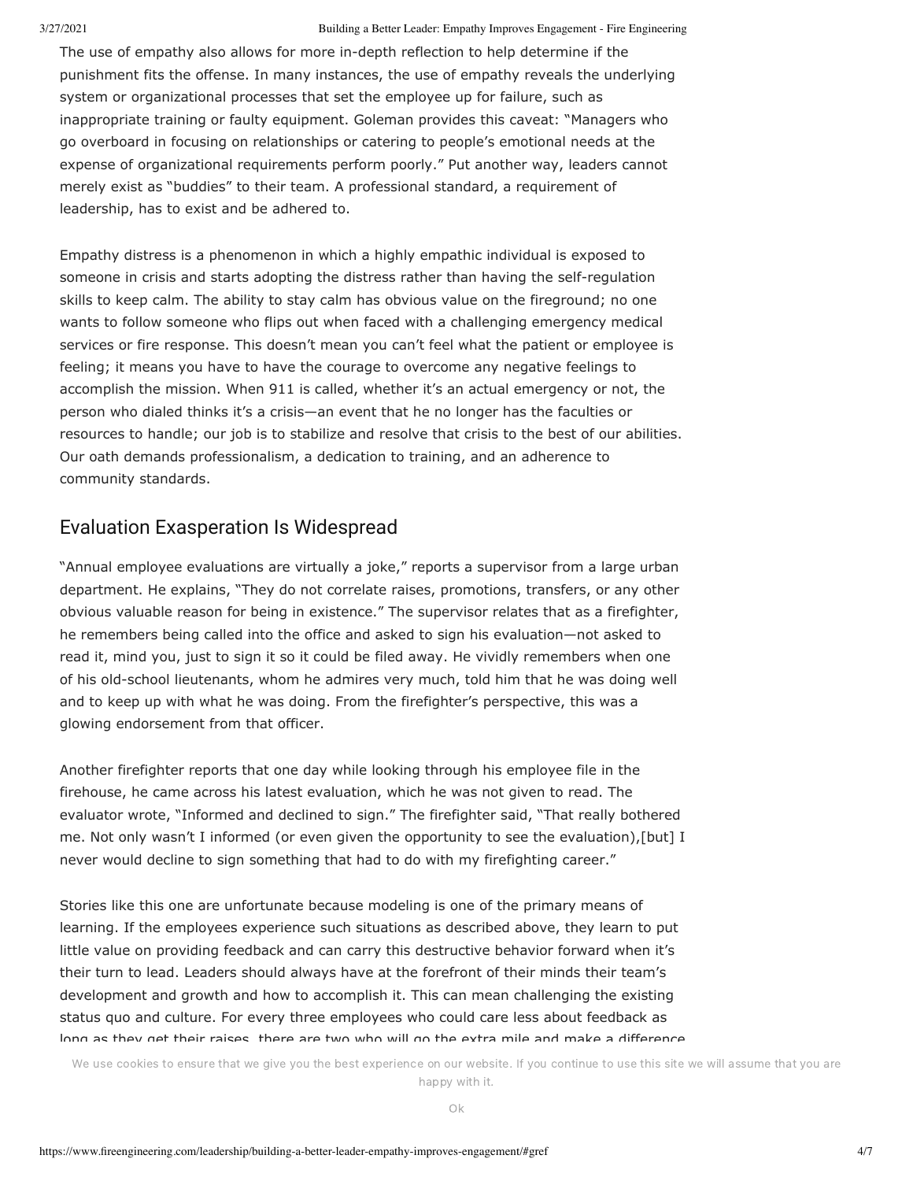The use of empathy also allows for more in-depth reflection to help determine if the punishment fits the offense. In many instances, the use of empathy reveals the underlying system or organizational processes that set the employee up for failure, such as inappropriate training or faulty equipment. Goleman provides this caveat: "Managers who go overboard in focusing on relationships or catering to people's emotional needs at the expense of organizational requirements perform poorly." Put another way, leaders cannot merely exist as "buddies" to their team. A professional standard, a requirement of leadership, has to exist and be adhered to.

Empathy distress is a phenomenon in which a highly empathic individual is exposed to someone in crisis and starts adopting the distress rather than having the self-regulation skills to keep calm. The ability to stay calm has obvious value on the fireground; no one wants to follow someone who flips out when faced with a challenging emergency medical services or fire response. This doesn't mean you can't feel what the patient or employee is feeling; it means you have to have the courage to overcome any negative feelings to accomplish the mission. When 911 is called, whether it's an actual emergency or not, the person who dialed thinks it's a crisis—an event that he no longer has the faculties or resources to handle; our job is to stabilize and resolve that crisis to the best of our abilities. Our oath demands professionalism, a dedication to training, and an adherence to community standards.

## Evaluation Exasperation Is Widespread

"Annual employee evaluations are virtually a joke," reports a supervisor from a large urban department. He explains, "They do not correlate raises, promotions, transfers, or any other obvious valuable reason for being in existence." The supervisor relates that as a firefighter, he remembers being called into the office and asked to sign his evaluation—not asked to read it, mind you, just to sign it so it could be filed away. He vividly remembers when one of his old-school lieutenants, whom he admires very much, told him that he was doing well and to keep up with what he was doing. From the firefighter's perspective, this was a glowing endorsement from that officer.

Another firefighter reports that one day while looking through his employee file in the firehouse, he came across his latest evaluation, which he was not given to read. The evaluator wrote, "Informed and declined to sign." The firefighter said, "That really bothered me. Not only wasn't I informed (or even given the opportunity to see the evaluation),[but] I never would decline to sign something that had to do with my firefighting career."

Stories like this one are unfortunate because modeling is one of the primary means of learning. If the employees experience such situations as described above, they learn to put little value on providing feedback and can carry this destructive behavior forward when it's their turn to lead. Leaders should always have at the forefront of their minds their team's development and growth and how to accomplish it. This can mean challenging the existing status quo and culture. For every three employees who could care less about feedback as long as they get their raises, there are two who will go the extra mile and make a difference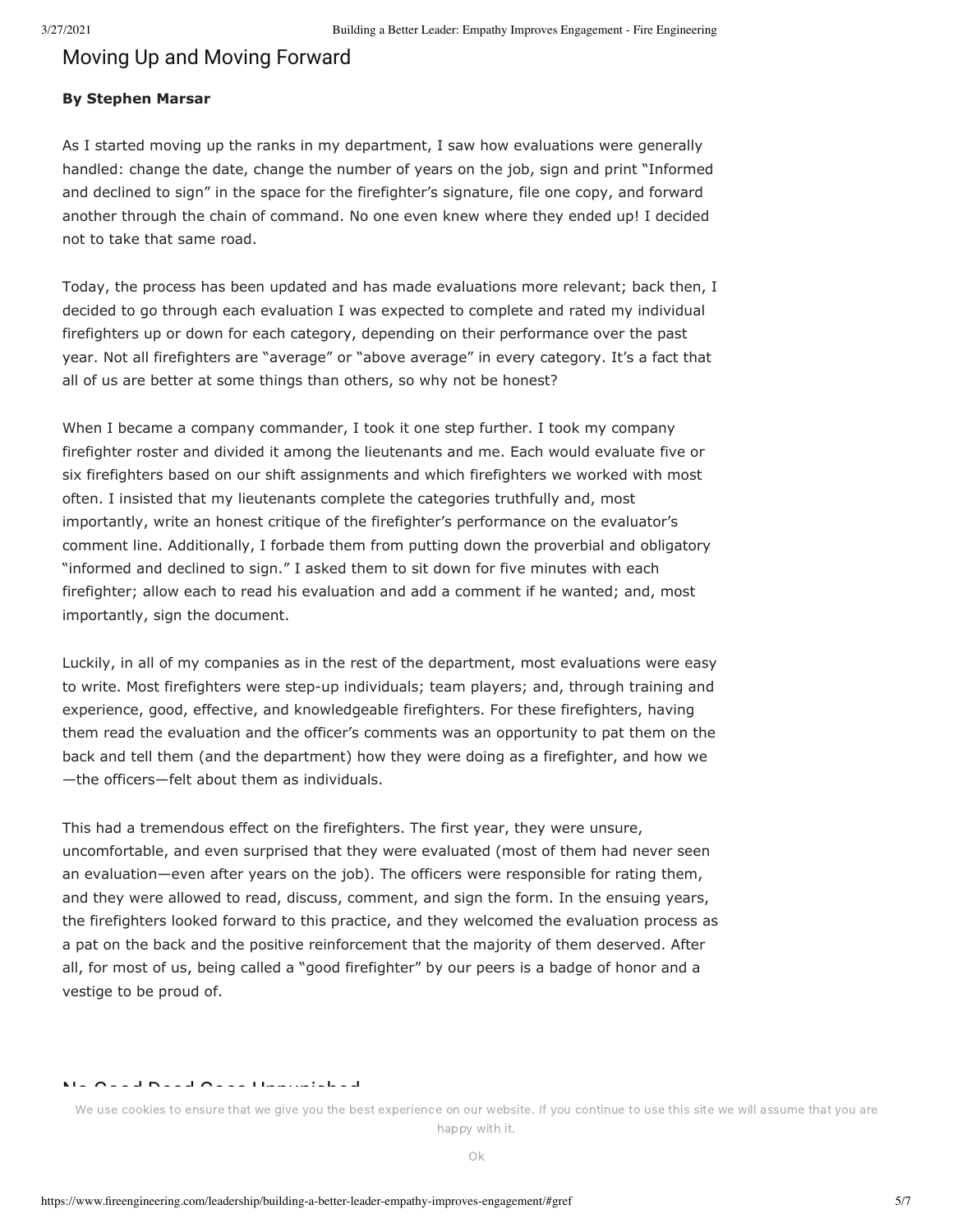## Moving Up and Moving Forward

**By Stephen Marsar**

As I started moving up the ranks in my department, I saw how evaluations were generally handled: change the date, change the number of years on the job, sign and print "Informed and declined to sign" in the space for the firefighter's signature, file one copy, and forward another through the chain of command. No one even knew where they ended up! I decided not to take that same road.

Today, the process has been updated and has made evaluations more relevant; back then, I decided to go through each evaluation I was expected to complete and rated my individual firefighters up or down for each category, depending on their performance over the past year. Not all firefighters are "average" or "above average" in every category. It's a fact that all of us are better at some things than others, so why not be honest?

When I became a company commander, I took it one step further. I took my company firefighter roster and divided it among the lieutenants and me. Each would evaluate five or six firefighters based on our shift assignments and which firefighters we worked with most often. I insisted that my lieutenants complete the categories truthfully and, most importantly, write an honest critique of the firefighter's performance on the evaluator's comment line. Additionally, I forbade them from putting down the proverbial and obligatory "informed and declined to sign." I asked them to sit down for five minutes with each firefighter; allow each to read his evaluation and add a comment if he wanted; and, most importantly, sign the document.

Luckily, in all of my companies as in the rest of the department, most evaluations were easy to write. Most firefighters were step-up individuals; team players; and, through training and experience, good, effective, and knowledgeable firefighters. For these firefighters, having them read the evaluation and the officer's comments was an opportunity to pat them on the back and tell them (and the department) how they were doing as a firefighter, and how we—the officers—felt about them as individuals.

This had a tremendous effect on the firefighters. The first year, they were unsure, uncomfortable, and even surprised that they were evaluated (most of them had never seen an evaluation—even after years on the job). The officers were responsible for rating them, and they were allowed to read, discuss, comment, and sign the form. In the ensuing years, the firefighters looked forward to this practice, and they welcomed the evaluation process as a pat on the back and the positive reinforcement that the majority of them deserved. After all, for most of us, being called a "good firefighter" by our peers is a badge of honor and a vestige to be proud of.

## No Good Deed Goes Unpunished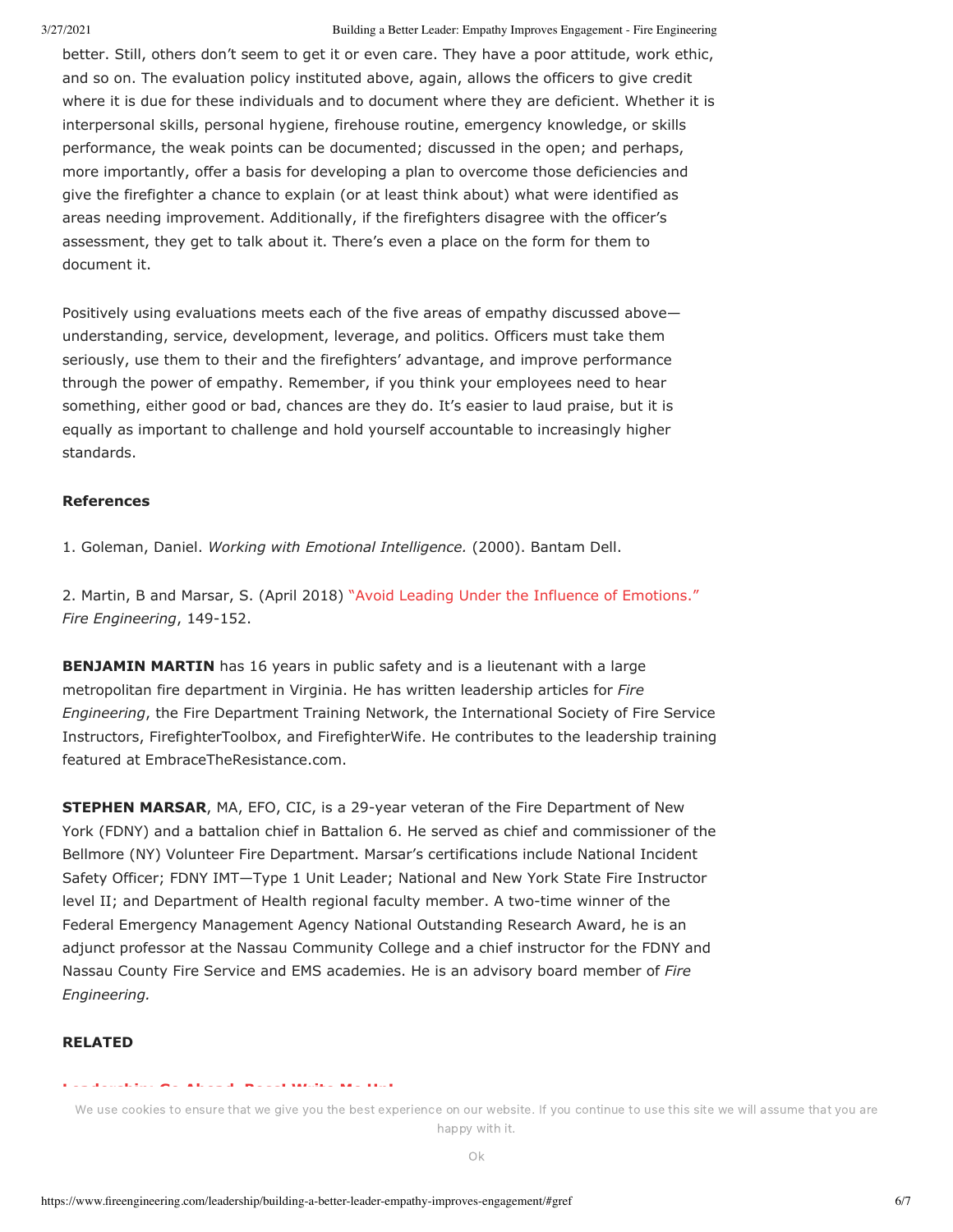better. Still, others don't seem to get it or even care. They have a poor attitude, work ethic, and so on. The evaluation policy instituted above, again, allows the officers to give credit where it is due for these individuals and to document where they are deficient. Whether it is interpersonal skills, personal hygiene, firehouse routine, emergency knowledge, or skills performance, the weak points can be documented; discussed in the open; and perhaps, more importantly, offer a basis for developing a plan to overcome those deficiencies and give the firefighter a chance to explain (or at least think about) what were identified as areas needing improvement. Additionally, if the firefighters disagree with the officer's assessment, they get to talk about it. There's even a place on the form for them to document it.

Positively using evaluations meets each of the five areas of empathy discussed above—understanding, service, development, leverage, and politics. Officers must take them seriously, use them to their and the firefighters' advantage, and improve performance through the power of empathy. Remember, if you think your employees need to hear something, either good or bad, chances are they do. It's easier to laud praise, but it is equally as important to challenge and hold yourself accountable to increasingly higher standards.

**References**

1. Goleman, Daniel. *Working with Emotional Intelligence.* (2000). Bantam Dell.

2. Martin, B and Marsar, S. (April 2018) "Avoid Leading Under the Influence of Emotions." *Fire Engineering*, 149-152.

**BENJAMIN MARTIN** has 16 years in public safety and is a lieutenant with a large metropolitan fire department in Virginia. He has written leadership articles for *Fire Engineering*, the Fire Department Training Network, the International Society of Fire Service Instructors, FirefighterToolbox, and FirefighterWife. He contributes to the leadership training featured at EmbraceTheResistance.com.

**STEPHEN MARSAR**, MA, EFO, CIC, is a 29-year veteran of the Fire Department of New York (FDNY) and a battalion chief in Battalion 6. He served as chief and commissioner of the Bellmore (NY) Volunteer Fire Department. Marsar's certifications include National Incident Safety Officer; FDNY IMT—Type 1 Unit Leader; National and New York State Fire Instructor level II; and Department of Health regional faculty member. A two-time winner of the Federal Emergency Management Agency National Outstanding Research Award, he is an adjunct professor at the Nassau Community College and a chief instructor for the FDNY and Nassau County Fire Service and EMS academies. He is an advisory board member of *Fire Engineering.*

**RELATED**

We use cookies to ensure that we give you the best experience on our website. If you continue to use this site we will assume that you are happy with it.

Ok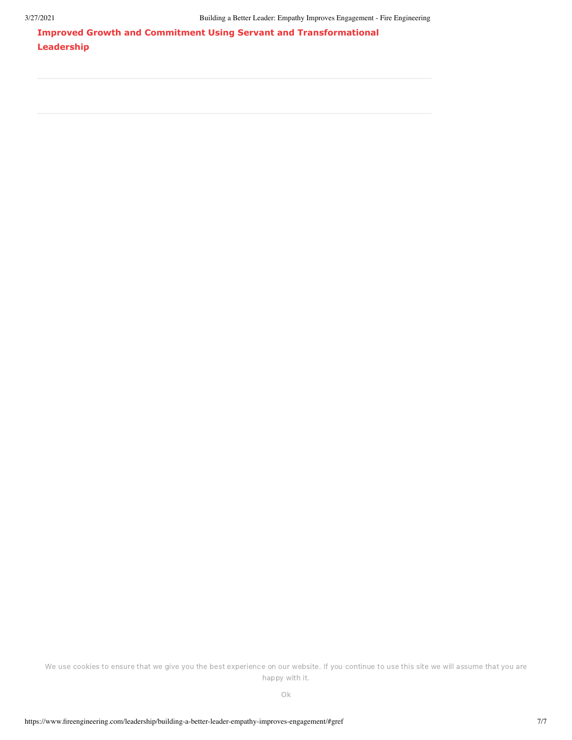**Improved Growth and Commitment Using Servant and Transformational Leadership**

---

---

We use cookies to ensure that we give you the best experience on our website. If you continue to use this site we will assume that you are happy with it.

Ok